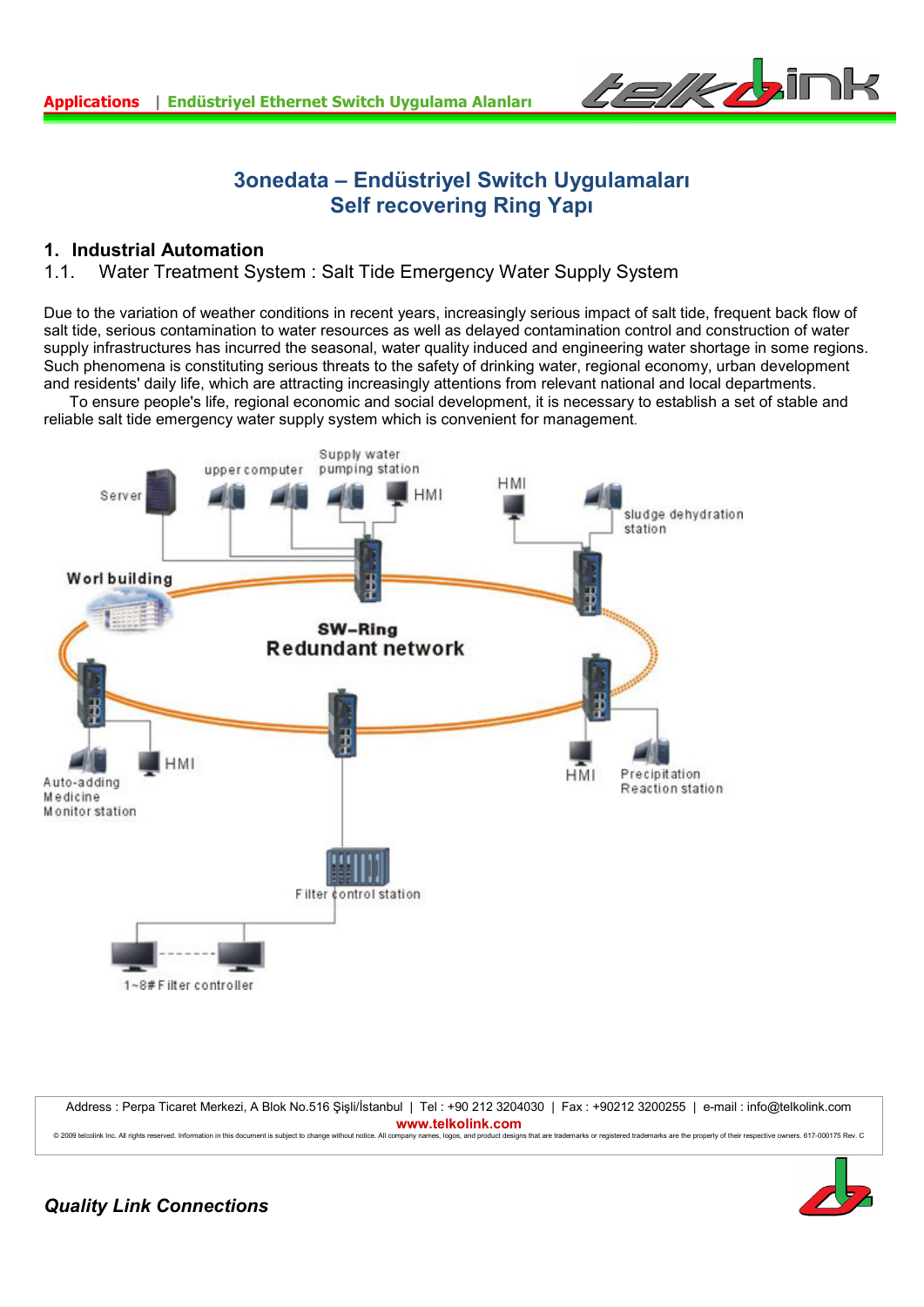# 3onedata – Endüstriyel Switch Uygulamaları
# Self recovering Ring Yapı

## 1. Industrial Automation

### 1.1. Water Treatment System : Salt Tide Emergency Water Supply System

Due to the variation of weather conditions in recent years, increasingly serious impact of salt tide, frequent back flow of salt tide, serious contamination to water resources as well as delayed contamination control and construction of water supply infrastructures has incurred the seasonal, water quality induced and engineering water shortage in some regions. Such phenomena is constituting serious threats to the safety of drinking water, regional economy, urban development and residents' daily life, which are attracting increasingly attentions from relevant national and local departments.

To ensure people's life, regional economic and social development, it is necessary to establish a set of stable and reliable salt tide emergency water supply system which is convenient for management.

Server
upper computer
Supply water pumping station
HMI
HMI
sludge dehydration station
Worl building
SW-Ring
Redundant network
HMI
Auto-adding Medicine Monitor station
HMI
Precipitation Reaction station
Filter control station
1~8# Filter controller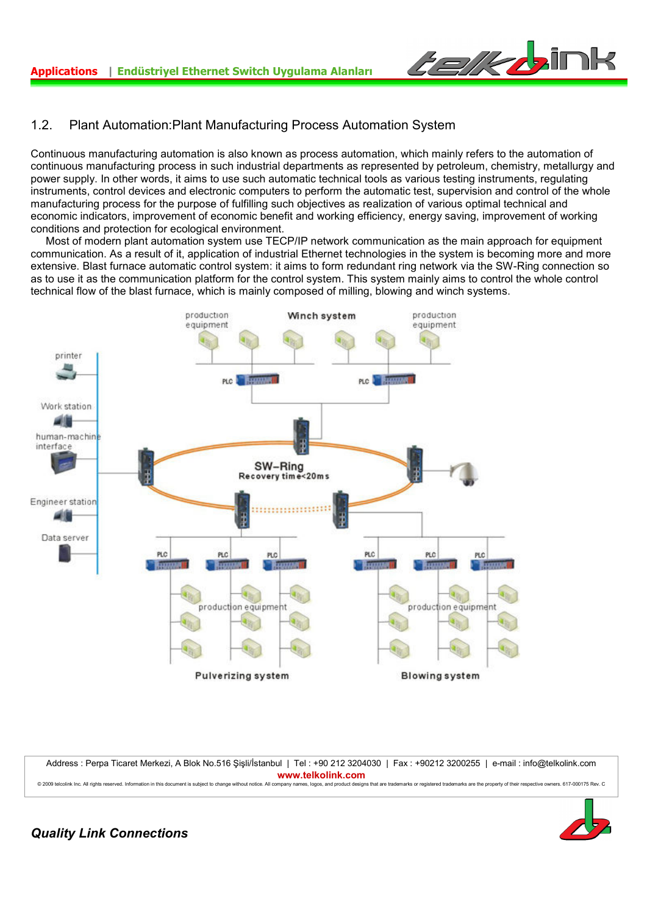## 1.2. Plant Automation:Plant Manufacturing Process Automation System

Continuous manufacturing automation is also known as process automation, which mainly refers to the automation of continuous manufacturing process in such industrial departments as represented by petroleum, chemistry, metallurgy and power supply. In other words, it aims to use such automatic technical tools as various testing instruments, regulating instruments, control devices and electronic computers to perform the automatic test, supervision and control of the whole manufacturing process for the purpose of fulfilling such objectives as realization of various optimal technical and economic indicators, improvement of economic benefit and working efficiency, energy saving, improvement of working conditions and protection for ecological environment.

Most of modern plant automation system use TECP/IP network communication as the main approach for equipment communication. As a result of it, application of industrial Ethernet technologies in the system is becoming more and more extensive. Blast furnace automatic control system: it aims to form redundant ring network via the SW-Ring connection so as to use it as the communication platform for the control system. This system mainly aims to control the whole control technical flow of the blast furnace, which is mainly composed of milling, blowing and winch systems.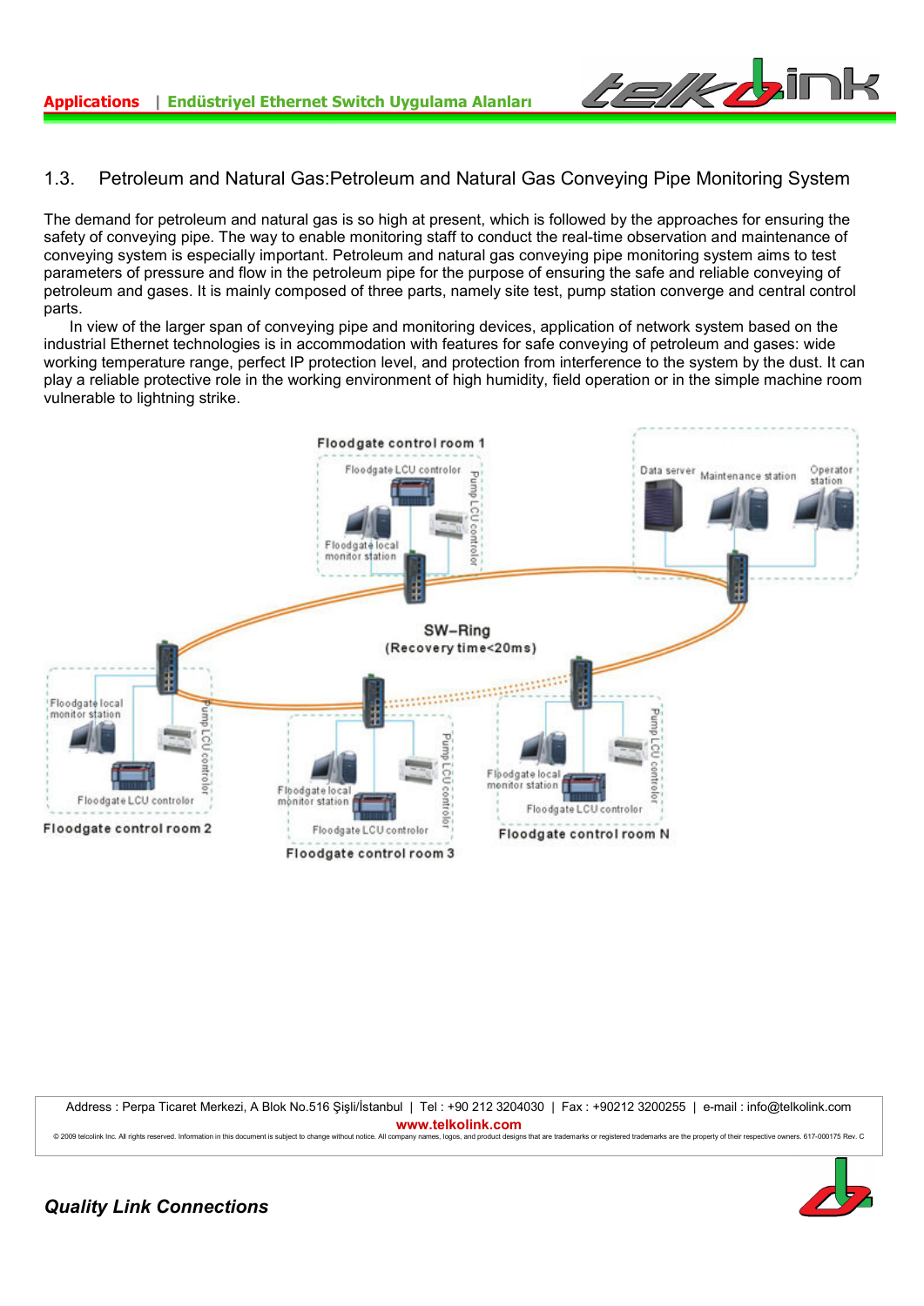## 1.3. Petroleum and Natural Gas:Petroleum and Natural Gas Conveying Pipe Monitoring System

The demand for petroleum and natural gas is so high at present, which is followed by the approaches for ensuring the safety of conveying pipe. The way to enable monitoring staff to conduct the real-time observation and maintenance of conveying system is especially important. Petroleum and natural gas conveying pipe monitoring system aims to test parameters of pressure and flow in the petroleum pipe for the purpose of ensuring the safe and reliable conveying of petroleum and gases. It is mainly composed of three parts, namely site test, pump station converge and central control parts.

In view of the larger span of conveying pipe and monitoring devices, application of network system based on the industrial Ethernet technologies is in accommodation with features for safe conveying of petroleum and gases: wide working temperature range, perfect IP protection level, and protection from interference to the system by the dust. It can play a reliable protective role in the working environment of high humidity, field operation or in the simple machine room vulnerable to lightning strike.

Floodgate control room 1

Floodgate LCU controlor

Pump LCU controlor

Floodgate local monitor station

Data server

Maintenance station

Operator station

SW-Ring

(Recovery time<20ms)

Floodgate local monitor station

Pump LCU controlor

Floodgate LCU controlor

Floodgate control room 2

Floodgate local monitor station

Pump LCU controlor

Floodgate LCU controlor

Floodgate control room 3

Floodgate local monitor station

Pump LCU controlor

Floodgate LCU controlor

Floodgate control room N

Address : Perpa Ticaret Merkezi, A Blok No.516 Şişli/İstanbul | Tel : +90 212 3204030 | Fax : +90212 3200255 | e-mail : info@telkolink.com

**www.telkolink.com**

© 2009 telcolink Inc. All rights reserved. Information in this document is subject to change without notice. All company names, logos, and product designs that are trademarks or registered trademarks are the property of their respective owners. 617-000175 Rev. C

***Quality Link Connections***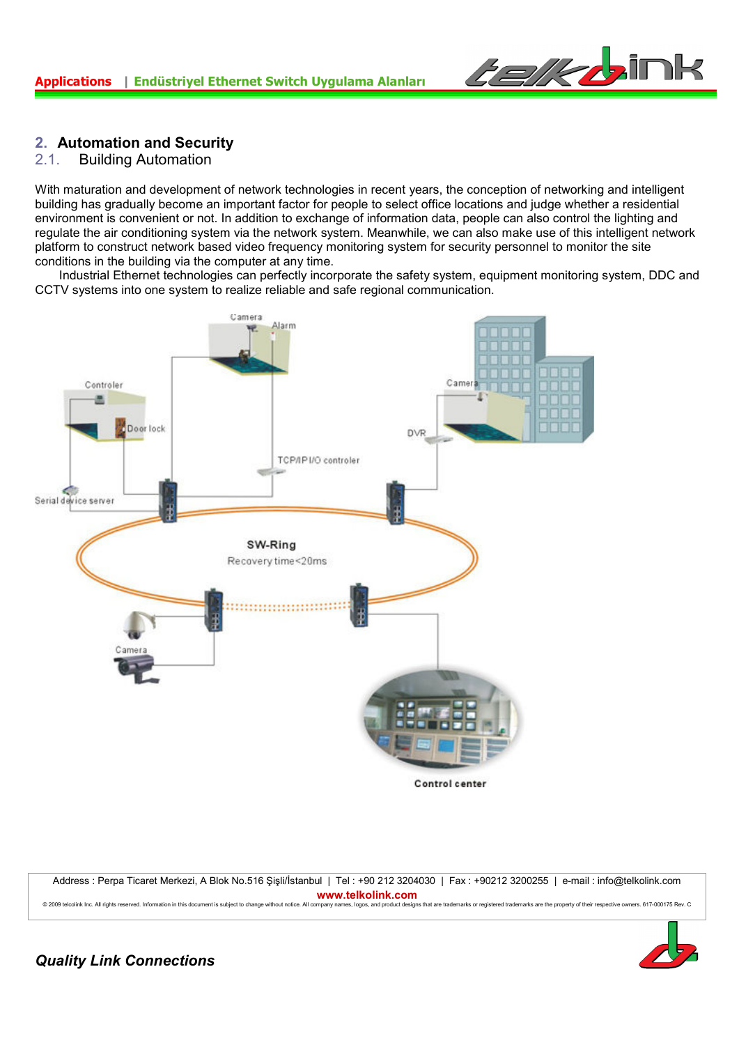## 2. Automation and Security

### 2.1. Building Automation

With maturation and development of network technologies in recent years, the conception of networking and intelligent building has gradually become an important factor for people to select office locations and judge whether a residential environment is convenient or not. In addition to exchange of information data, people can also control the lighting and regulate the air conditioning system via the network system. Meanwhile, we can also make use of this intelligent network platform to construct network based video frequency monitoring system for security personnel to monitor the site conditions in the building via the computer at any time.

Industrial Ethernet technologies can perfectly incorporate the safety system, equipment monitoring system, DDC and CCTV systems into one system to realize reliable and safe regional communication.

Camera Alarm Controler Door lock Camera DVR TCP/IP I/O controler Serial device server SW-Ring Recovery time<20ms Camera Control center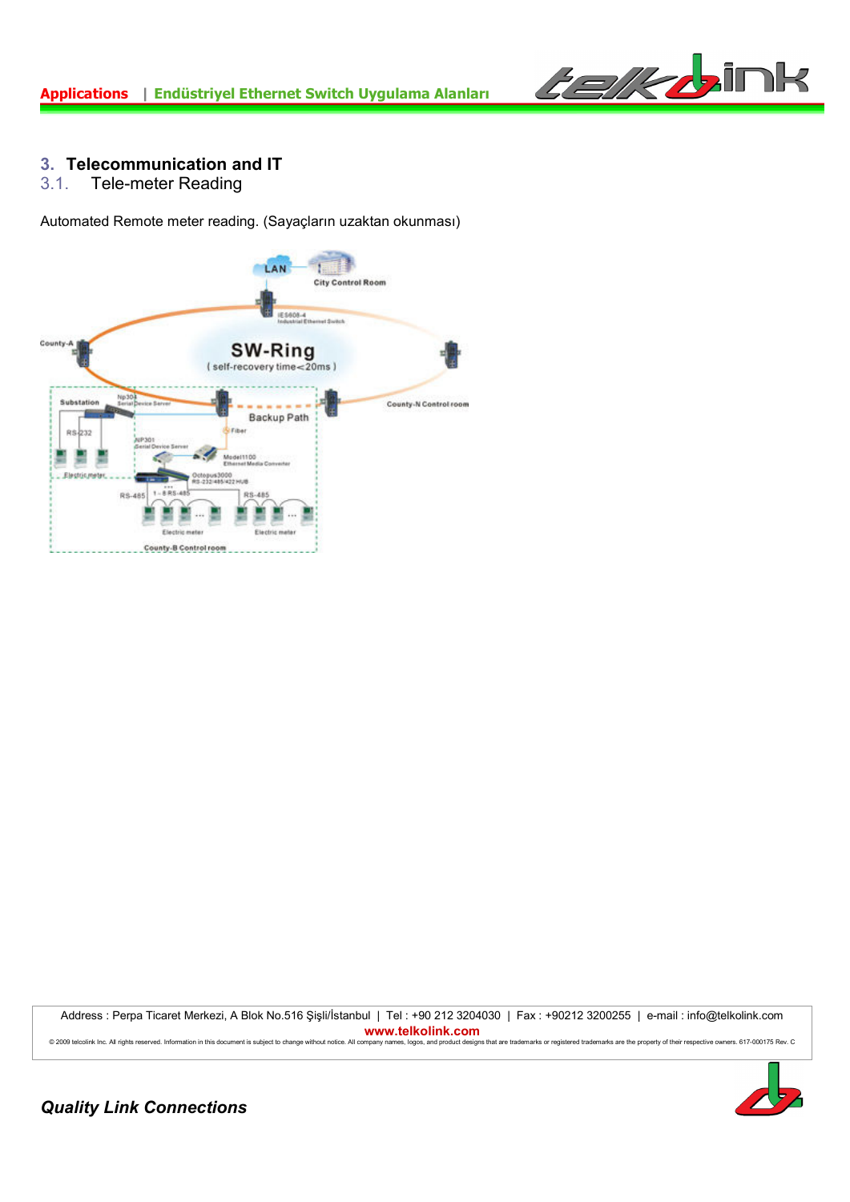## 3. Telecommunication and IT

### 3.1. Tele-meter Reading

Automated Remote meter reading. (Sayaçların uzaktan okunması)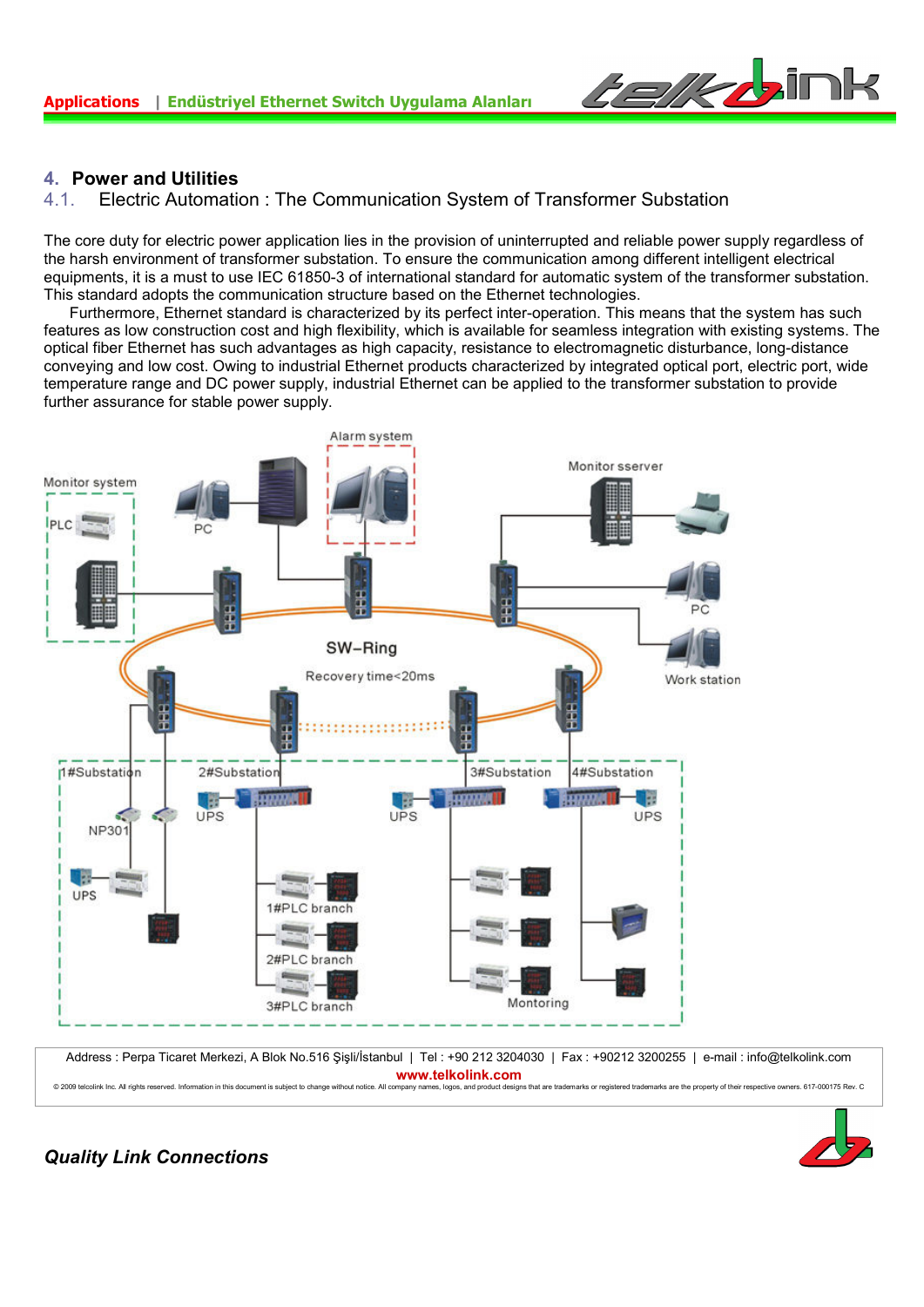## 4. Power and Utilities

### 4.1. Electric Automation : The Communication System of Transformer Substation

The core duty for electric power application lies in the provision of uninterrupted and reliable power supply regardless of the harsh environment of transformer substation. To ensure the communication among different intelligent electrical equipments, it is a must to use IEC 61850-3 of international standard for automatic system of the transformer substation. This standard adopts the communication structure based on the Ethernet technologies.

Furthermore, Ethernet standard is characterized by its perfect inter-operation. This means that the system has such features as low construction cost and high flexibility, which is available for seamless integration with existing systems. The optical fiber Ethernet has such advantages as high capacity, resistance to electromagnetic disturbance, long-distance conveying and low cost. Owing to industrial Ethernet products characterized by integrated optical port, electric port, wide temperature range and DC power supply, industrial Ethernet can be applied to the transformer substation to provide further assurance for stable power supply.

Alarm system

Monitor system

PLC

PC

Monitor sserver

PC

SW–Ring

Recovery time<20ms

Work station

1#Substation

2#Substation

3#Substation

4#Substation

UPS

UPS

UPS

NP301

UPS

1#PLC branch

2#PLC branch

3#PLC branch

Montoring

*Quality Link Connections*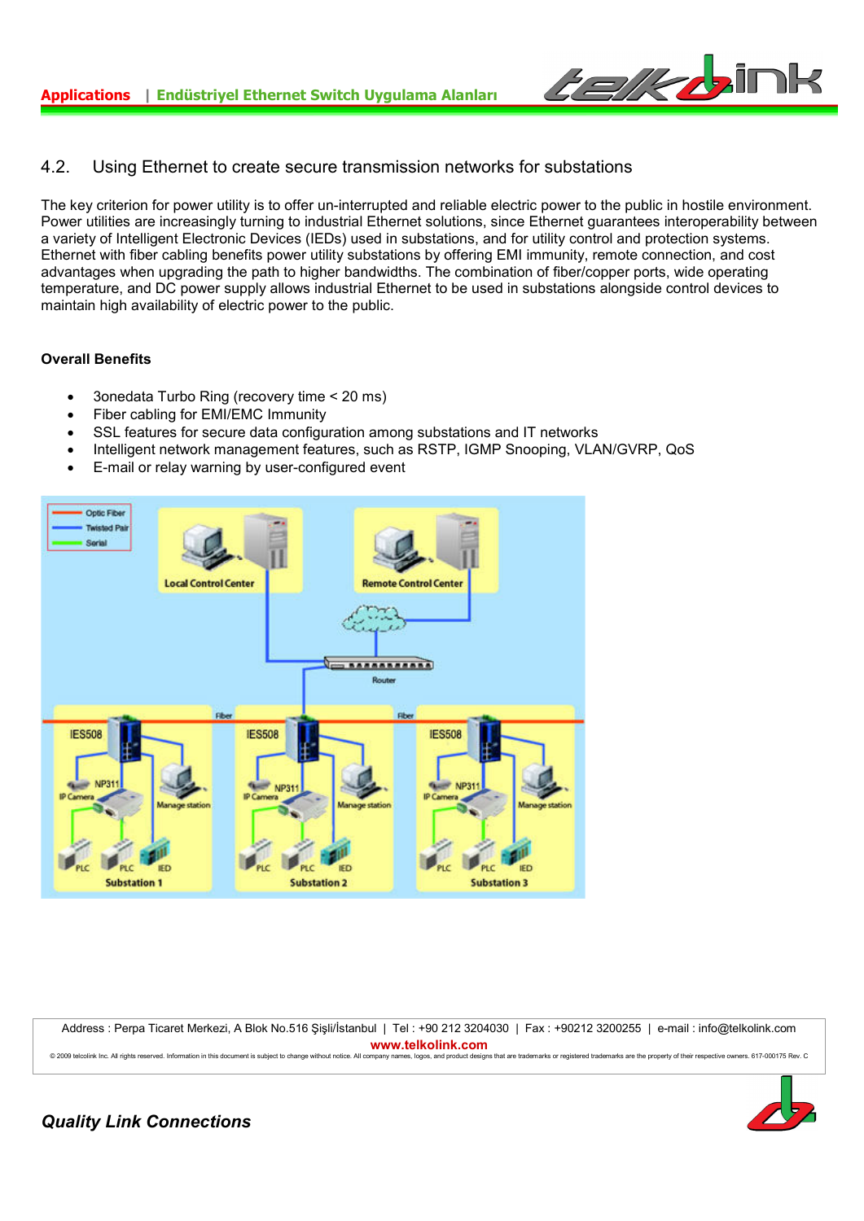## 4.2. Using Ethernet to create secure transmission networks for substations

The key criterion for power utility is to offer un-interrupted and reliable electric power to the public in hostile environment. Power utilities are increasingly turning to industrial Ethernet solutions, since Ethernet guarantees interoperability between a variety of Intelligent Electronic Devices (IEDs) used in substations, and for utility control and protection systems. Ethernet with fiber cabling benefits power utility substations by offering EMI immunity, remote connection, and cost advantages when upgrading the path to higher bandwidths. The combination of fiber/copper ports, wide operating temperature, and DC power supply allows industrial Ethernet to be used in substations alongside control devices to maintain high availability of electric power to the public.

**Overall Benefits**

- 3onedata Turbo Ring (recovery time < 20 ms)
- Fiber cabling for EMI/EMC Immunity
- SSL features for secure data configuration among substations and IT networks
- Intelligent network management features, such as RSTP, IGMP Snooping, VLAN/GVRP, QoS
- E-mail or relay warning by user-configured event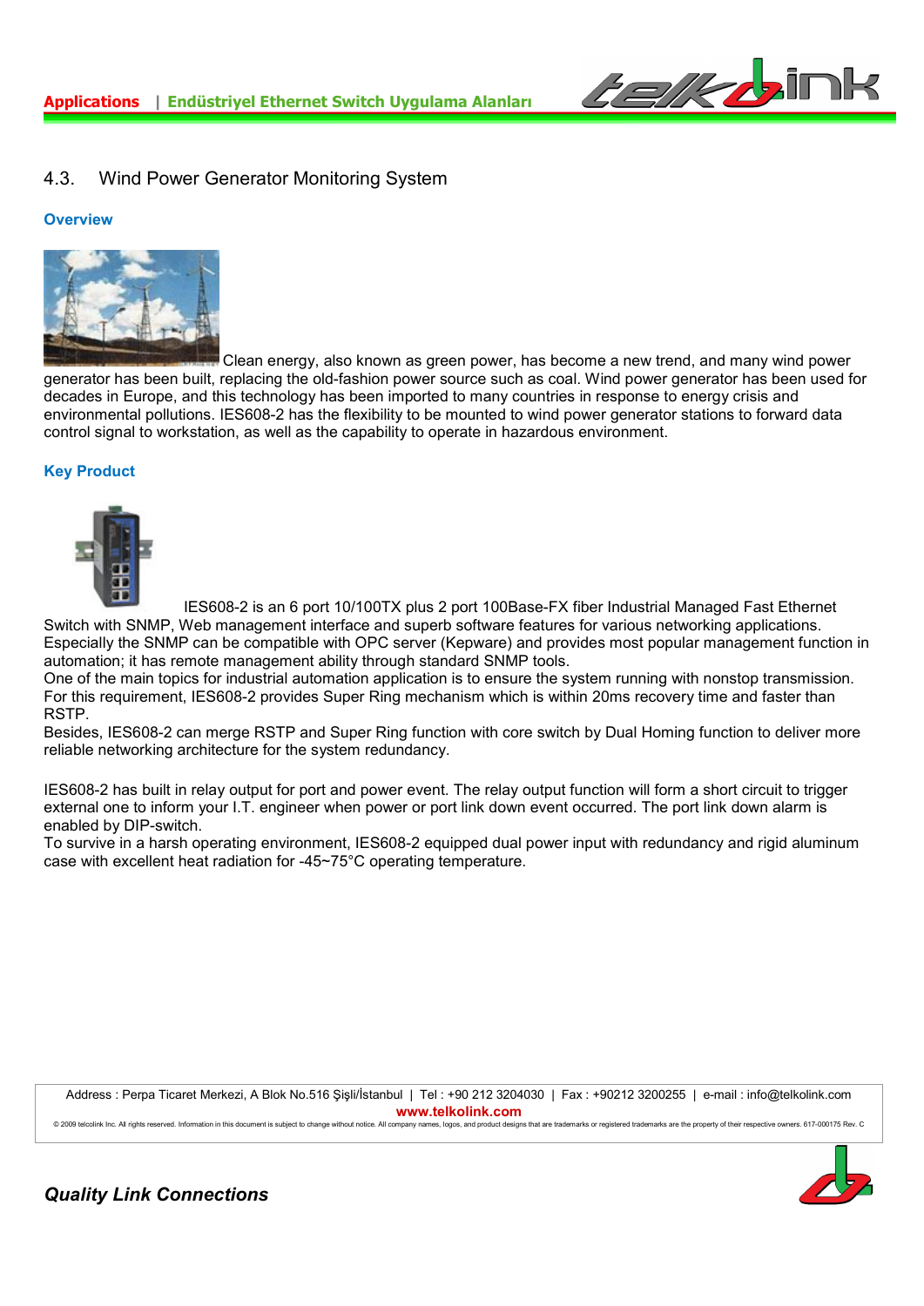## 4.3. Wind Power Generator Monitoring System

### Overview

Clean energy, also known as green power, has become a new trend, and many wind power generator has been built, replacing the old-fashion power source such as coal. Wind power generator has been used for decades in Europe, and this technology has been imported to many countries in response to energy crisis and environmental pollutions. IES608-2 has the flexibility to be mounted to wind power generator stations to forward data control signal to workstation, as well as the capability to operate in hazardous environment.

### Key Product

IES608-2 is an 6 port 10/100TX plus 2 port 100Base-FX fiber Industrial Managed Fast Ethernet Switch with SNMP, Web management interface and superb software features for various networking applications. Especially the SNMP can be compatible with OPC server (Kepware) and provides most popular management function in automation; it has remote management ability through standard SNMP tools.
One of the main topics for industrial automation application is to ensure the system running with nonstop transmission. For this requirement, IES608-2 provides Super Ring mechanism which is within 20ms recovery time and faster than RSTP.
Besides, IES608-2 can merge RSTP and Super Ring function with core switch by Dual Homing function to deliver more reliable networking architecture for the system redundancy.

IES608-2 has built in relay output for port and power event. The relay output function will form a short circuit to trigger external one to inform your I.T. engineer when power or port link down event occurred. The port link down alarm is enabled by DIP-switch.
To survive in a harsh operating environment, IES608-2 equipped dual power input with redundancy and rigid aluminum case with excellent heat radiation for -45~75°C operating temperature.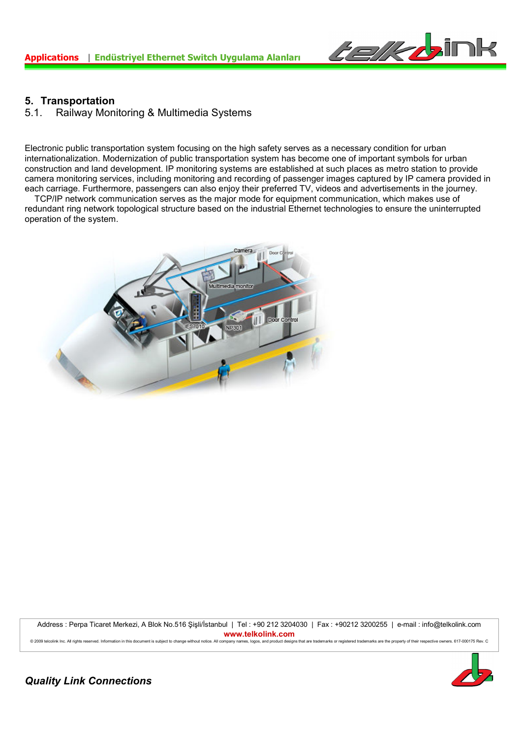## 5. Transportation

### 5.1. Railway Monitoring & Multimedia Systems

Electronic public transportation system focusing on the high safety serves as a necessary condition for urban internationalization. Modernization of public transportation system has become one of important symbols for urban construction and land development. IP monitoring systems are established at such places as metro station to provide camera monitoring services, including monitoring and recording of passenger images captured by IP camera provided in each carriage. Furthermore, passengers can also enjoy their preferred TV, videos and advertisements in the journey.

TCP/IP network communication serves as the major mode for equipment communication, which makes use of redundant ring network topological structure based on the industrial Ethernet technologies to ensure the uninterrupted operation of the system.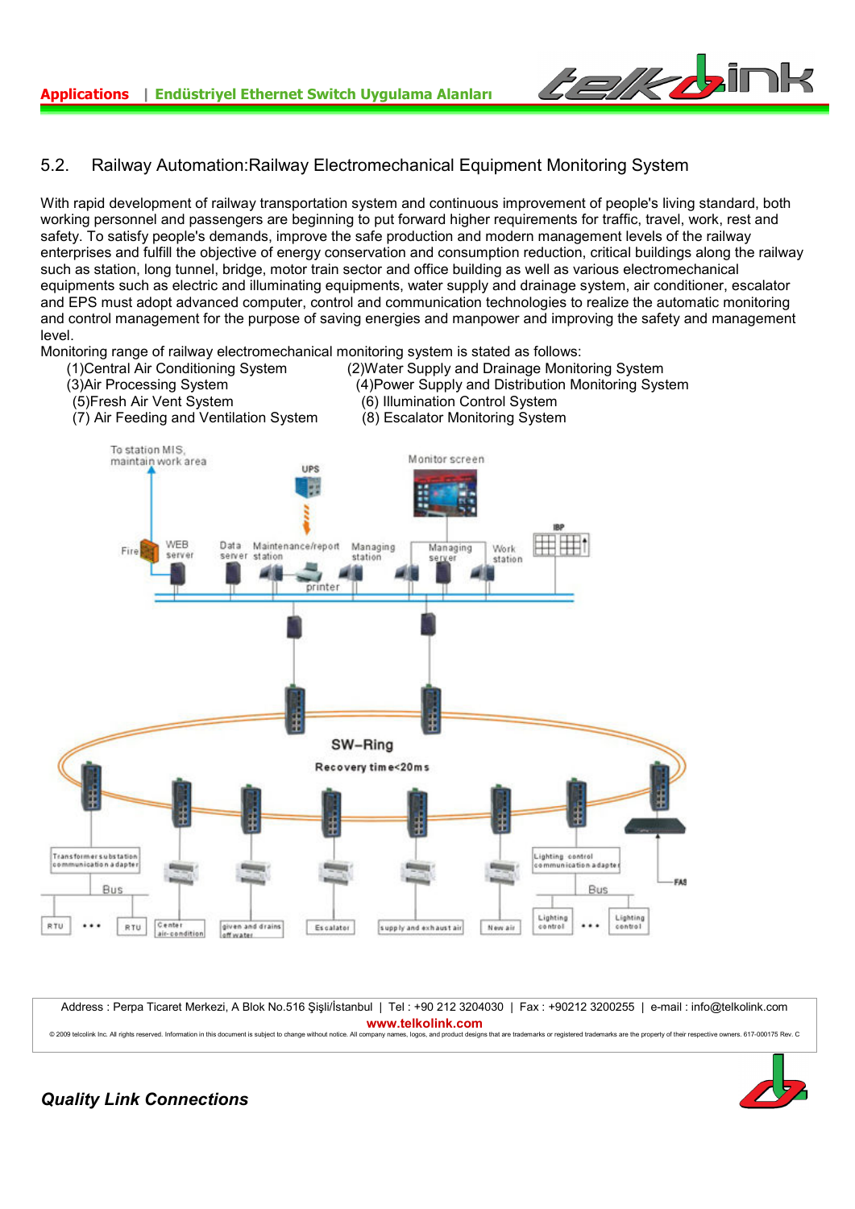## 5.2. Railway Automation:Railway Electromechanical Equipment Monitoring System

With rapid development of railway transportation system and continuous improvement of people's living standard, both working personnel and passengers are beginning to put forward higher requirements for traffic, travel, work, rest and safety. To satisfy people's demands, improve the safe production and modern management levels of the railway enterprises and fulfill the objective of energy conservation and consumption reduction, critical buildings along the railway such as station, long tunnel, bridge, motor train sector and office building as well as various electromechanical equipments such as electric and illuminating equipments, water supply and drainage system, air conditioner, escalator and EPS must adopt advanced computer, control and communication technologies to realize the automatic monitoring and control management for the purpose of saving energies and manpower and improving the safety and management level.

Monitoring range of railway electromechanical monitoring system is stated as follows:

- (1)Central Air Conditioning System
- (2)Water Supply and Drainage Monitoring System
- (3)Air Processing System
- (4)Power Supply and Distribution Monitoring System
- (5)Fresh Air Vent System
- (6) Illumination Control System
- (7) Air Feeding and Ventilation System
- (8) Escalator Monitoring System

Address : Perpa Ticaret Merkezi, A Blok No.516 Şişli/İstanbul | Tel : +90 212 3204030 | Fax : +90212 3200255 | e-mail : info@telkolink.com

**www.telkolink.com**

© 2009 telcolink Inc. All rights reserved. Information in this document is subject to change without notice. All company names, logos, and product designs that are trademarks or registered trademarks are the property of their respective owners. 617-000175 Rev. C

***Quality Link Connections***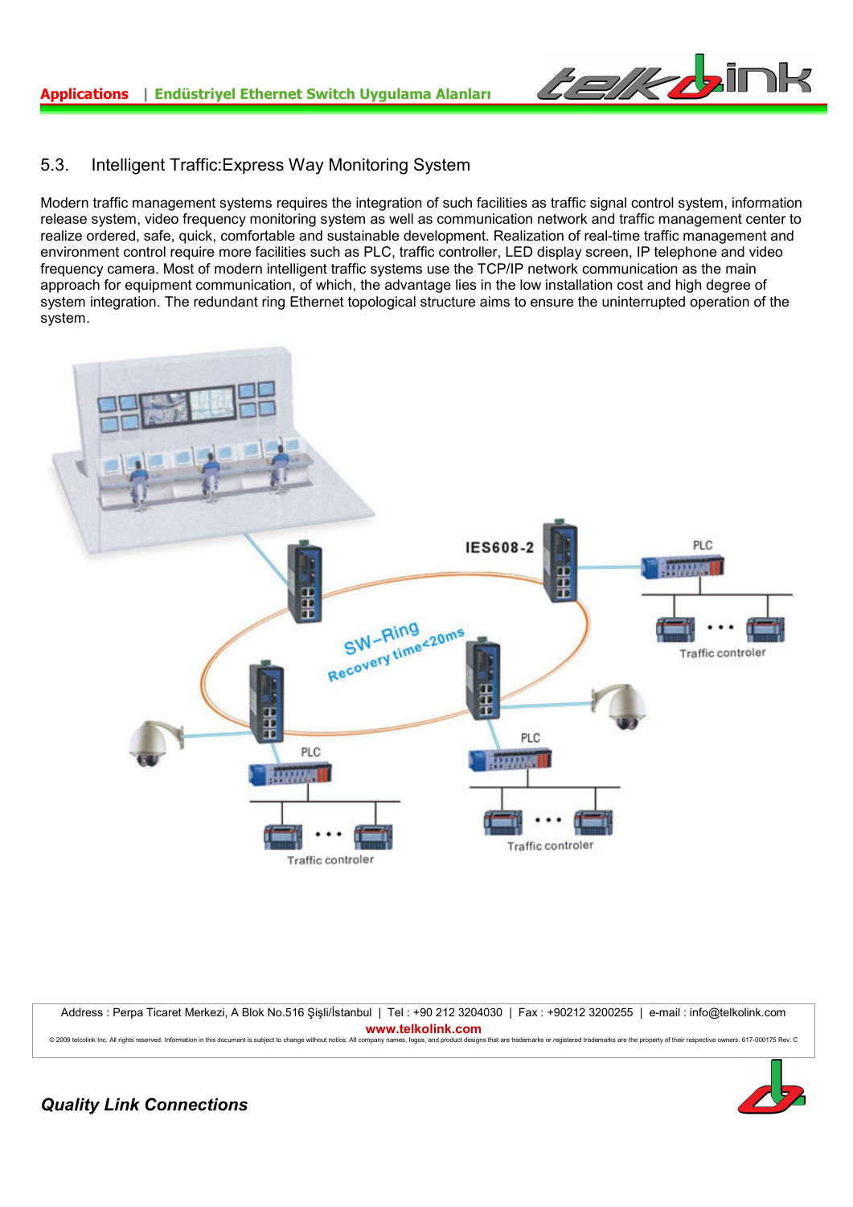## 5.3. Intelligent Traffic:Express Way Monitoring System

Modern traffic management systems requires the integration of such facilities as traffic signal control system, information release system, video frequency monitoring system as well as communication network and traffic management center to realize ordered, safe, quick, comfortable and sustainable development. Realization of real-time traffic management and environment control require more facilities such as PLC, traffic controller, LED display screen, IP telephone and video frequency camera. Most of modern intelligent traffic systems use the TCP/IP network communication as the main approach for equipment communication, of which, the advantage lies in the low installation cost and high degree of system integration. The redundant ring Ethernet topological structure aims to ensure the uninterrupted operation of the system.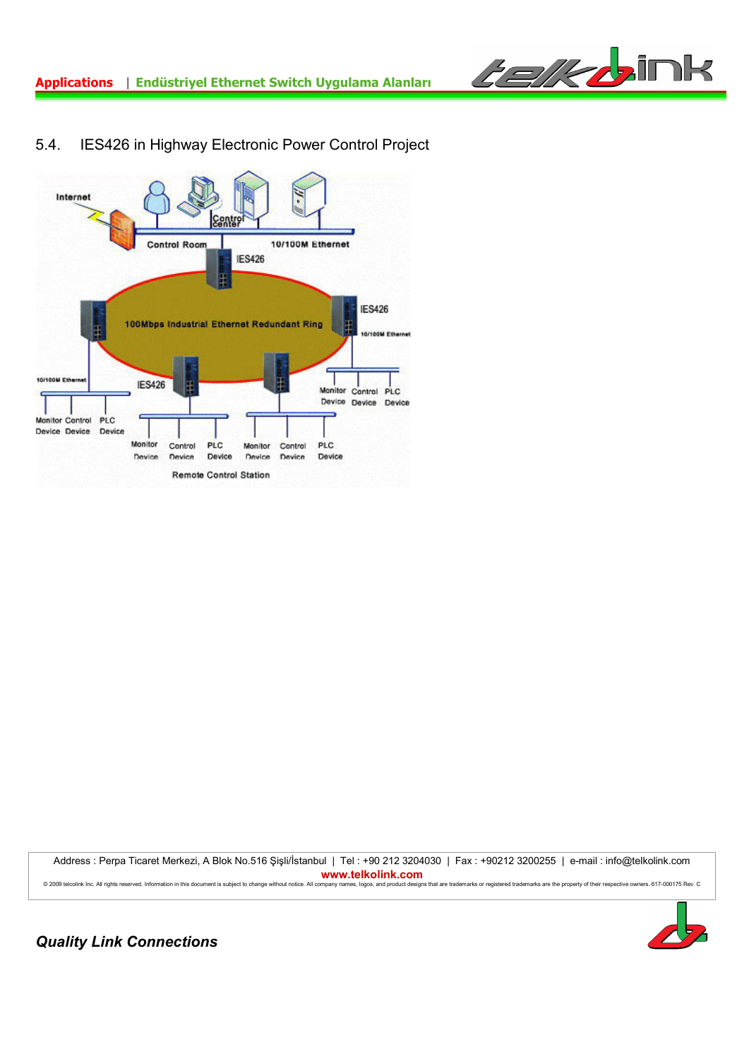## 5.4. IES426 in Highway Electronic Power Control Project

Internet

Control center

Control Room

10/100M Ethernet

IES426

100Mbps Industrial Ethernet Redundant Ring

IES426

10/100M Ethernet

10/100M Ethernet

IES426

Monitor Device

Control Device

PLC Device

Monitor Device

Control Device

PLC Device

Monitor Device

Control Device

PLC Device

Monitor Device

Control Device

PLC Device

Remote Control Station

Address : Perpa Ticaret Merkezi, A Blok No.516 Şişli/İstanbul | Tel : +90 212 3204030 | Fax : +90212 3200255 | e-mail : info@telkolink.com

**www.telkolink.com**

© 2009 telcolink Inc. All rights reserved. Information in this document is subject to change without notice. All company names, logos, and product designs that are trademarks or registered trademarks are the property of their respective owners. 617-000175 Rev. C

***Quality Link Connections***